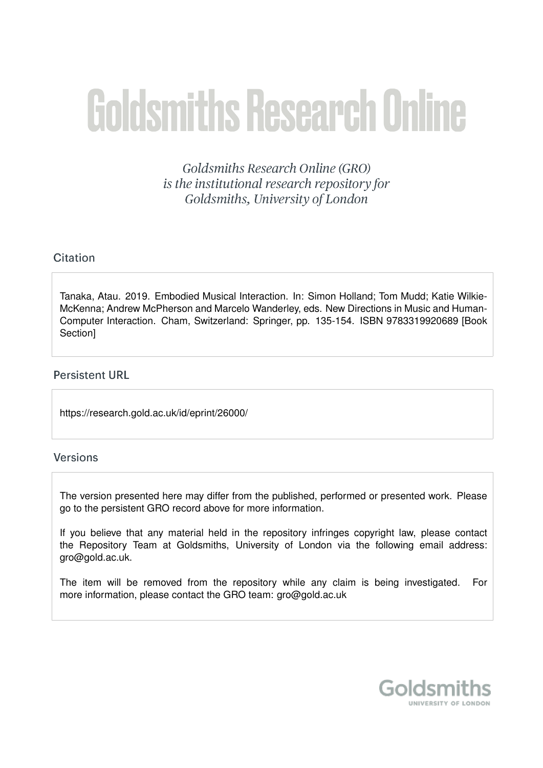# Goldsmiths Research Online

*Goldsmiths Research Online (GRO) is the institutional research repository for Goldsmiths, University of London*

## Citation

Tanaka, Atau. 2019. Embodied Musical Interaction. In: Simon Holland; Tom Mudd; Katie Wilkie-McKenna; Andrew McPherson and Marcelo Wanderley, eds. New Directions in Music and Human-Computer Interaction. Cham, Switzerland: Springer, pp. 135-154. ISBN 9783319920689 [Book Section]

## Persistent URL

https://research.gold.ac.uk/id/eprint/26000/

## Versions

The version presented here may differ from the published, performed or presented work. Please go to the persistent GRO record above for more information.

If you believe that any material held in the repository infringes copyright law, please contact the Repository Team at Goldsmiths, University of London via the following email address: gro@gold.ac.uk.

The item will be removed from the repository while any claim is being investigated. For more information, please contact the GRO team: gro@gold.ac.uk

Goldsmiths
UNIVERSITY OF LONDON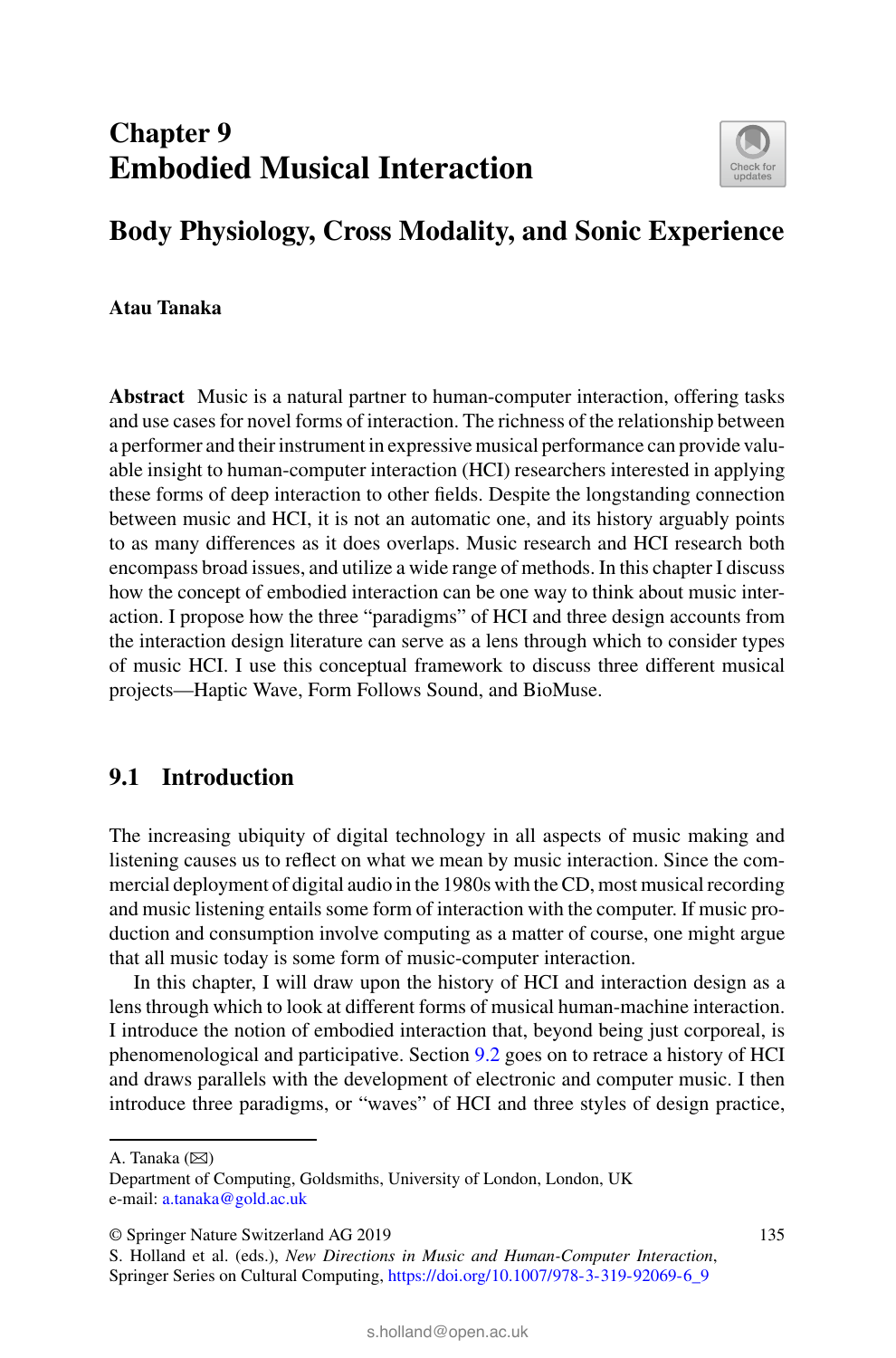# Chapter 9
# Embodied Musical Interaction

## Body Physiology, Cross Modality, and Sonic Experience

**Atau Tanaka**

**Abstract** Music is a natural partner to human-computer interaction, offering tasks and use cases for novel forms of interaction. The richness of the relationship between a performer and their instrument in expressive musical performance can provide valuable insight to human-computer interaction (HCI) researchers interested in applying these forms of deep interaction to other fields. Despite the longstanding connection between music and HCI, it is not an automatic one, and its history arguably points to as many differences as it does overlaps. Music research and HCI research both encompass broad issues, and utilize a wide range of methods. In this chapter I discuss how the concept of embodied interaction can be one way to think about music interaction. I propose how the three "paradigms" of HCI and three design accounts from the interaction design literature can serve as a lens through which to consider types of music HCI. I use this conceptual framework to discuss three different musical projects—Haptic Wave, Form Follows Sound, and BioMuse.

## 9.1 Introduction

The increasing ubiquity of digital technology in all aspects of music making and listening causes us to reflect on what we mean by music interaction. Since the commercial deployment of digital audio in the 1980s with the CD, most musical recording and music listening entails some form of interaction with the computer. If music production and consumption involve computing as a matter of course, one might argue that all music today is some form of music-computer interaction.

In this chapter, I will draw upon the history of HCI and interaction design as a lens through which to look at different forms of musical human-machine interaction. I introduce the notion of embodied interaction that, beyond being just corporeal, is phenomenological and participative. Section 9.2 goes on to retrace a history of HCI and draws parallels with the development of electronic and computer music. I then introduce three paradigms, or "waves" of HCI and three styles of design practice,

---

A. Tanaka (✉)
Department of Computing, Goldsmiths, University of London, London, UK
e-mail: a.tanaka@gold.ac.uk

© Springer Nature Switzerland AG 2019
S. Holland et al. (eds.), *New Directions in Music and Human-Computer Interaction*, Springer Series on Cultural Computing, https://doi.org/10.1007/978-3-319-92069-6_9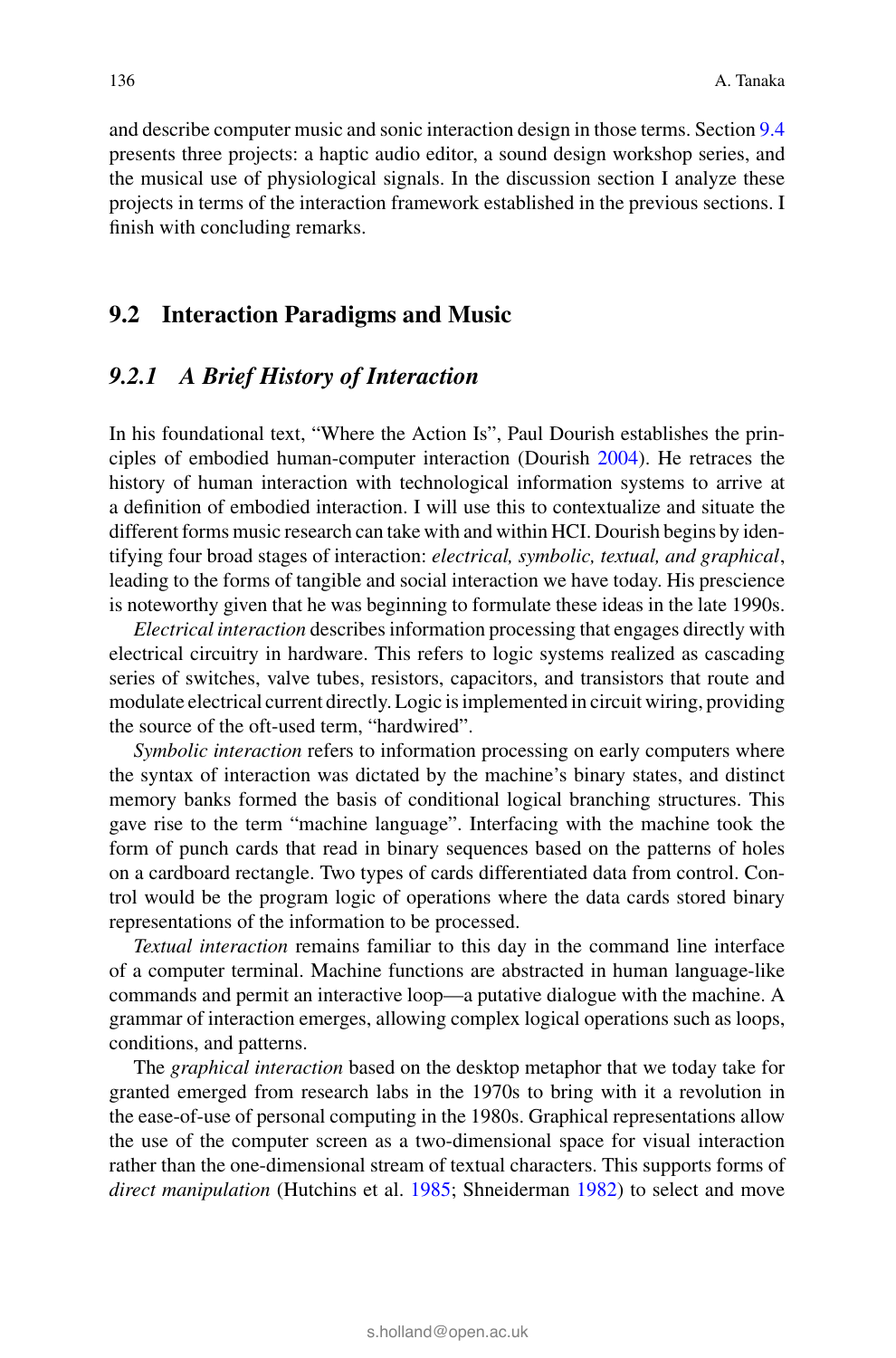and describe computer music and sonic interaction design in those terms. Section 9.4 presents three projects: a haptic audio editor, a sound design workshop series, and the musical use of physiological signals. In the discussion section I analyze these projects in terms of the interaction framework established in the previous sections. I finish with concluding remarks.

## 9.2 Interaction Paradigms and Music

### *9.2.1 A Brief History of Interaction*

In his foundational text, "Where the Action Is", Paul Dourish establishes the principles of embodied human-computer interaction (Dourish 2004). He retraces the history of human interaction with technological information systems to arrive at a definition of embodied interaction. I will use this to contextualize and situate the different forms music research can take with and within HCI. Dourish begins by identifying four broad stages of interaction: *electrical, symbolic, textual, and graphical*, leading to the forms of tangible and social interaction we have today. His prescience is noteworthy given that he was beginning to formulate these ideas in the late 1990s.

*Electrical interaction* describes information processing that engages directly with electrical circuitry in hardware. This refers to logic systems realized as cascading series of switches, valve tubes, resistors, capacitors, and transistors that route and modulate electrical current directly. Logic is implemented in circuit wiring, providing the source of the oft-used term, "hardwired".

*Symbolic interaction* refers to information processing on early computers where the syntax of interaction was dictated by the machine's binary states, and distinct memory banks formed the basis of conditional logical branching structures. This gave rise to the term "machine language". Interfacing with the machine took the form of punch cards that read in binary sequences based on the patterns of holes on a cardboard rectangle. Two types of cards differentiated data from control. Control would be the program logic of operations where the data cards stored binary representations of the information to be processed.

*Textual interaction* remains familiar to this day in the command line interface of a computer terminal. Machine functions are abstracted in human language-like commands and permit an interactive loop—a putative dialogue with the machine. A grammar of interaction emerges, allowing complex logical operations such as loops, conditions, and patterns.

The *graphical interaction* based on the desktop metaphor that we today take for granted emerged from research labs in the 1970s to bring with it a revolution in the ease-of-use of personal computing in the 1980s. Graphical representations allow the use of the computer screen as a two-dimensional space for visual interaction rather than the one-dimensional stream of textual characters. This supports forms of *direct manipulation* (Hutchins et al. 1985; Shneiderman 1982) to select and move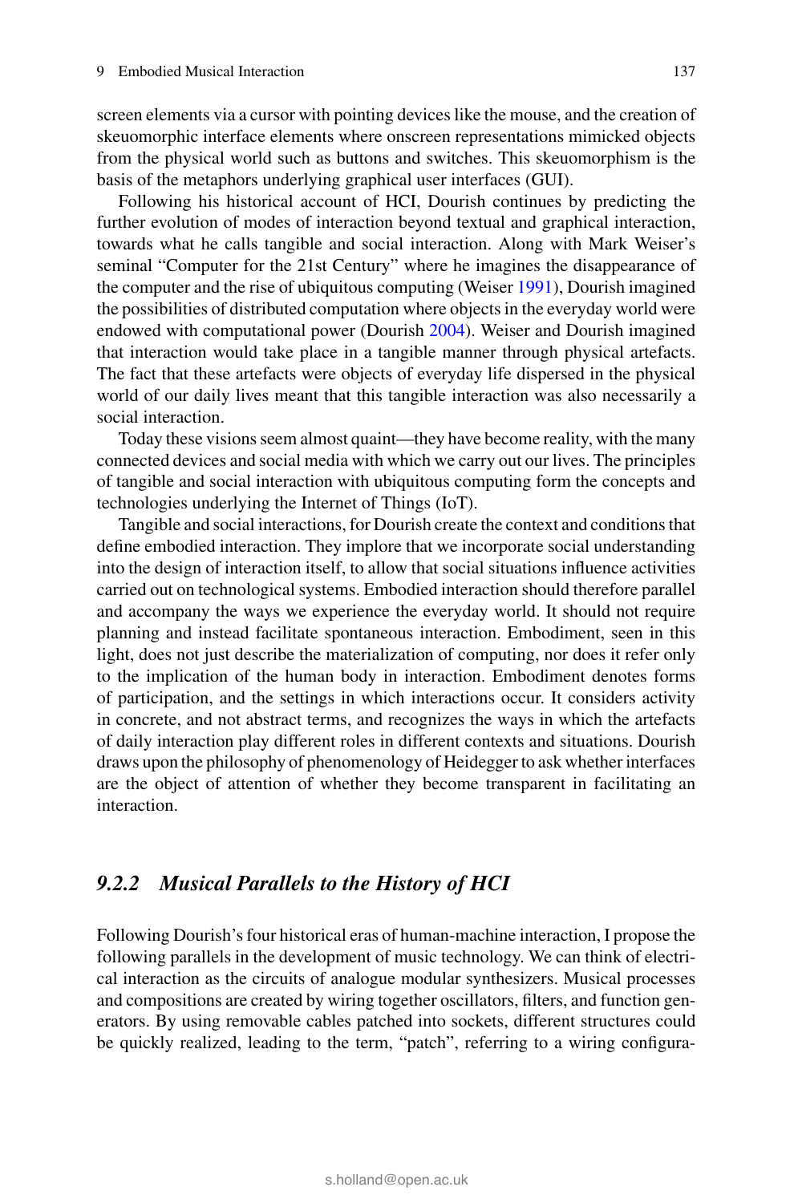screen elements via a cursor with pointing devices like the mouse, and the creation of skeuomorphic interface elements where onscreen representations mimicked objects from the physical world such as buttons and switches. This skeuomorphism is the basis of the metaphors underlying graphical user interfaces (GUI).

Following his historical account of HCI, Dourish continues by predicting the further evolution of modes of interaction beyond textual and graphical interaction, towards what he calls tangible and social interaction. Along with Mark Weiser's seminal "Computer for the 21st Century" where he imagines the disappearance of the computer and the rise of ubiquitous computing (Weiser 1991), Dourish imagined the possibilities of distributed computation where objects in the everyday world were endowed with computational power (Dourish 2004). Weiser and Dourish imagined that interaction would take place in a tangible manner through physical artefacts. The fact that these artefacts were objects of everyday life dispersed in the physical world of our daily lives meant that this tangible interaction was also necessarily a social interaction.

Today these visions seem almost quaint—they have become reality, with the many connected devices and social media with which we carry out our lives. The principles of tangible and social interaction with ubiquitous computing form the concepts and technologies underlying the Internet of Things (IoT).

Tangible and social interactions, for Dourish create the context and conditions that define embodied interaction. They implore that we incorporate social understanding into the design of interaction itself, to allow that social situations influence activities carried out on technological systems. Embodied interaction should therefore parallel and accompany the ways we experience the everyday world. It should not require planning and instead facilitate spontaneous interaction. Embodiment, seen in this light, does not just describe the materialization of computing, nor does it refer only to the implication of the human body in interaction. Embodiment denotes forms of participation, and the settings in which interactions occur. It considers activity in concrete, and not abstract terms, and recognizes the ways in which the artefacts of daily interaction play different roles in different contexts and situations. Dourish draws upon the philosophy of phenomenology of Heidegger to ask whether interfaces are the object of attention of whether they become transparent in facilitating an interaction.

### *9.2.2 Musical Parallels to the History of HCI*

Following Dourish's four historical eras of human-machine interaction, I propose the following parallels in the development of music technology. We can think of electrical interaction as the circuits of analogue modular synthesizers. Musical processes and compositions are created by wiring together oscillators, filters, and function generators. By using removable cables patched into sockets, different structures could be quickly realized, leading to the term, "patch", referring to a wiring configura-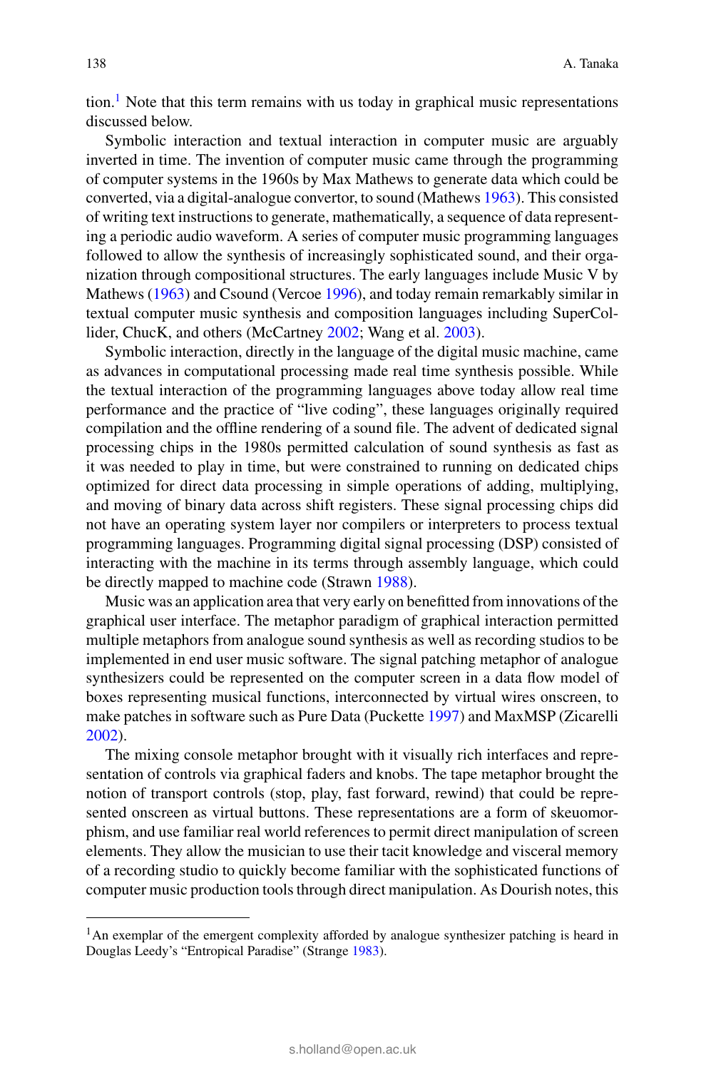tion.[1] Note that this term remains with us today in graphical music representations discussed below.

Symbolic interaction and textual interaction in computer music are arguably inverted in time. The invention of computer music came through the programming of computer systems in the 1960s by Max Mathews to generate data which could be converted, via a digital-analogue convertor, to sound (Mathews 1963). This consisted of writing text instructions to generate, mathematically, a sequence of data representing a periodic audio waveform. A series of computer music programming languages followed to allow the synthesis of increasingly sophisticated sound, and their organization through compositional structures. The early languages include Music V by Mathews (1963) and Csound (Vercoe 1996), and today remain remarkably similar in textual computer music synthesis and composition languages including SuperCollider, ChucK, and others (McCartney 2002; Wang et al. 2003).

Symbolic interaction, directly in the language of the digital music machine, came as advances in computational processing made real time synthesis possible. While the textual interaction of the programming languages above today allow real time performance and the practice of "live coding", these languages originally required compilation and the offline rendering of a sound file. The advent of dedicated signal processing chips in the 1980s permitted calculation of sound synthesis as fast as it was needed to play in time, but were constrained to running on dedicated chips optimized for direct data processing in simple operations of adding, multiplying, and moving of binary data across shift registers. These signal processing chips did not have an operating system layer nor compilers or interpreters to process textual programming languages. Programming digital signal processing (DSP) consisted of interacting with the machine in its terms through assembly language, which could be directly mapped to machine code (Strawn 1988).

Music was an application area that very early on benefitted from innovations of the graphical user interface. The metaphor paradigm of graphical interaction permitted multiple metaphors from analogue sound synthesis as well as recording studios to be implemented in end user music software. The signal patching metaphor of analogue synthesizers could be represented on the computer screen in a data flow model of boxes representing musical functions, interconnected by virtual wires onscreen, to make patches in software such as Pure Data (Puckette 1997) and MaxMSP (Zicarelli 2002).

The mixing console metaphor brought with it visually rich interfaces and representation of controls via graphical faders and knobs. The tape metaphor brought the notion of transport controls (stop, play, fast forward, rewind) that could be represented onscreen as virtual buttons. These representations are a form of skeuomorphism, and use familiar real world references to permit direct manipulation of screen elements. They allow the musician to use their tacit knowledge and visceral memory of a recording studio to quickly become familiar with the sophisticated functions of computer music production tools through direct manipulation. As Dourish notes, this

---

[1] An exemplar of the emergent complexity afforded by analogue synthesizer patching is heard in Douglas Leedy's "Entropical Paradise" (Strange 1983).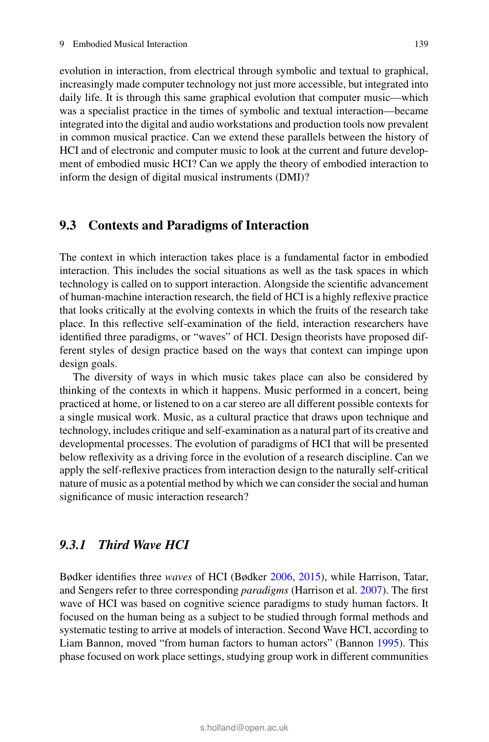evolution in interaction, from electrical through symbolic and textual to graphical, increasingly made computer technology not just more accessible, but integrated into daily life. It is through this same graphical evolution that computer music—which was a specialist practice in the times of symbolic and textual interaction—became integrated into the digital and audio workstations and production tools now prevalent in common musical practice. Can we extend these parallels between the history of HCI and of electronic and computer music to look at the current and future development of embodied music HCI? Can we apply the theory of embodied interaction to inform the design of digital musical instruments (DMI)?

## 9.3 Contexts and Paradigms of Interaction

The context in which interaction takes place is a fundamental factor in embodied interaction. This includes the social situations as well as the task spaces in which technology is called on to support interaction. Alongside the scientific advancement of human-machine interaction research, the field of HCI is a highly reflexive practice that looks critically at the evolving contexts in which the fruits of the research take place. In this reflective self-examination of the field, interaction researchers have identified three paradigms, or "waves" of HCI. Design theorists have proposed different styles of design practice based on the ways that context can impinge upon design goals.

The diversity of ways in which music takes place can also be considered by thinking of the contexts in which it happens. Music performed in a concert, being practiced at home, or listened to on a car stereo are all different possible contexts for a single musical work. Music, as a cultural practice that draws upon technique and technology, includes critique and self-examination as a natural part of its creative and developmental processes. The evolution of paradigms of HCI that will be presented below reflexivity as a driving force in the evolution of a research discipline. Can we apply the self-reflexive practices from interaction design to the naturally self-critical nature of music as a potential method by which we can consider the social and human significance of music interaction research?

### *9.3.1 Third Wave HCI*

Bødker identifies three *waves* of HCI (Bødker 2006, 2015), while Harrison, Tatar, and Sengers refer to three corresponding *paradigms* (Harrison et al. 2007). The first wave of HCI was based on cognitive science paradigms to study human factors. It focused on the human being as a subject to be studied through formal methods and systematic testing to arrive at models of interaction. Second Wave HCI, according to Liam Bannon, moved "from human factors to human actors" (Bannon 1995). This phase focused on work place settings, studying group work in different communities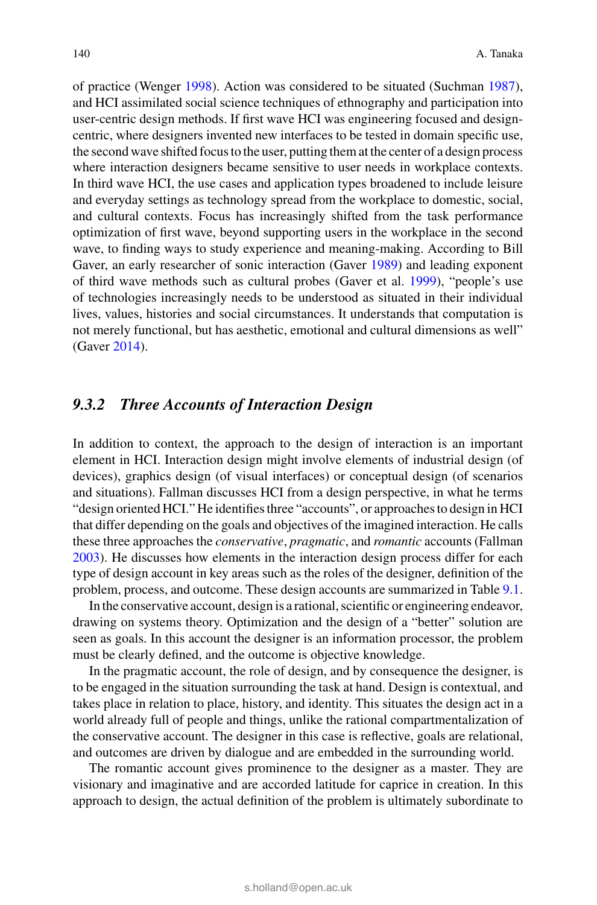of practice (Wenger 1998). Action was considered to be situated (Suchman 1987), and HCI assimilated social science techniques of ethnography and participation into user-centric design methods. If first wave HCI was engineering focused and design-centric, where designers invented new interfaces to be tested in domain specific use, the second wave shifted focus to the user, putting them at the center of a design process where interaction designers became sensitive to user needs in workplace contexts. In third wave HCI, the use cases and application types broadened to include leisure and everyday settings as technology spread from the workplace to domestic, social, and cultural contexts. Focus has increasingly shifted from the task performance optimization of first wave, beyond supporting users in the workplace in the second wave, to finding ways to study experience and meaning-making. According to Bill Gaver, an early researcher of sonic interaction (Gaver 1989) and leading exponent of third wave methods such as cultural probes (Gaver et al. 1999), "people's use of technologies increasingly needs to be understood as situated in their individual lives, values, histories and social circumstances. It understands that computation is not merely functional, but has aesthetic, emotional and cultural dimensions as well" (Gaver 2014).

### *9.3.2 Three Accounts of Interaction Design*

In addition to context, the approach to the design of interaction is an important element in HCI. Interaction design might involve elements of industrial design (of devices), graphics design (of visual interfaces) or conceptual design (of scenarios and situations). Fallman discusses HCI from a design perspective, in what he terms "design oriented HCI." He identifies three "accounts", or approaches to design in HCI that differ depending on the goals and objectives of the imagined interaction. He calls these three approaches the *conservative*, *pragmatic*, and *romantic* accounts (Fallman 2003). He discusses how elements in the interaction design process differ for each type of design account in key areas such as the roles of the designer, definition of the problem, process, and outcome. These design accounts are summarized in Table 9.1.

In the conservative account, design is a rational, scientific or engineering endeavor, drawing on systems theory. Optimization and the design of a "better" solution are seen as goals. In this account the designer is an information processor, the problem must be clearly defined, and the outcome is objective knowledge.

In the pragmatic account, the role of design, and by consequence the designer, is to be engaged in the situation surrounding the task at hand. Design is contextual, and takes place in relation to place, history, and identity. This situates the design act in a world already full of people and things, unlike the rational compartmentalization of the conservative account. The designer in this case is reflective, goals are relational, and outcomes are driven by dialogue and are embedded in the surrounding world.

The romantic account gives prominence to the designer as a master. They are visionary and imaginative and are accorded latitude for caprice in creation. In this approach to design, the actual definition of the problem is ultimately subordinate to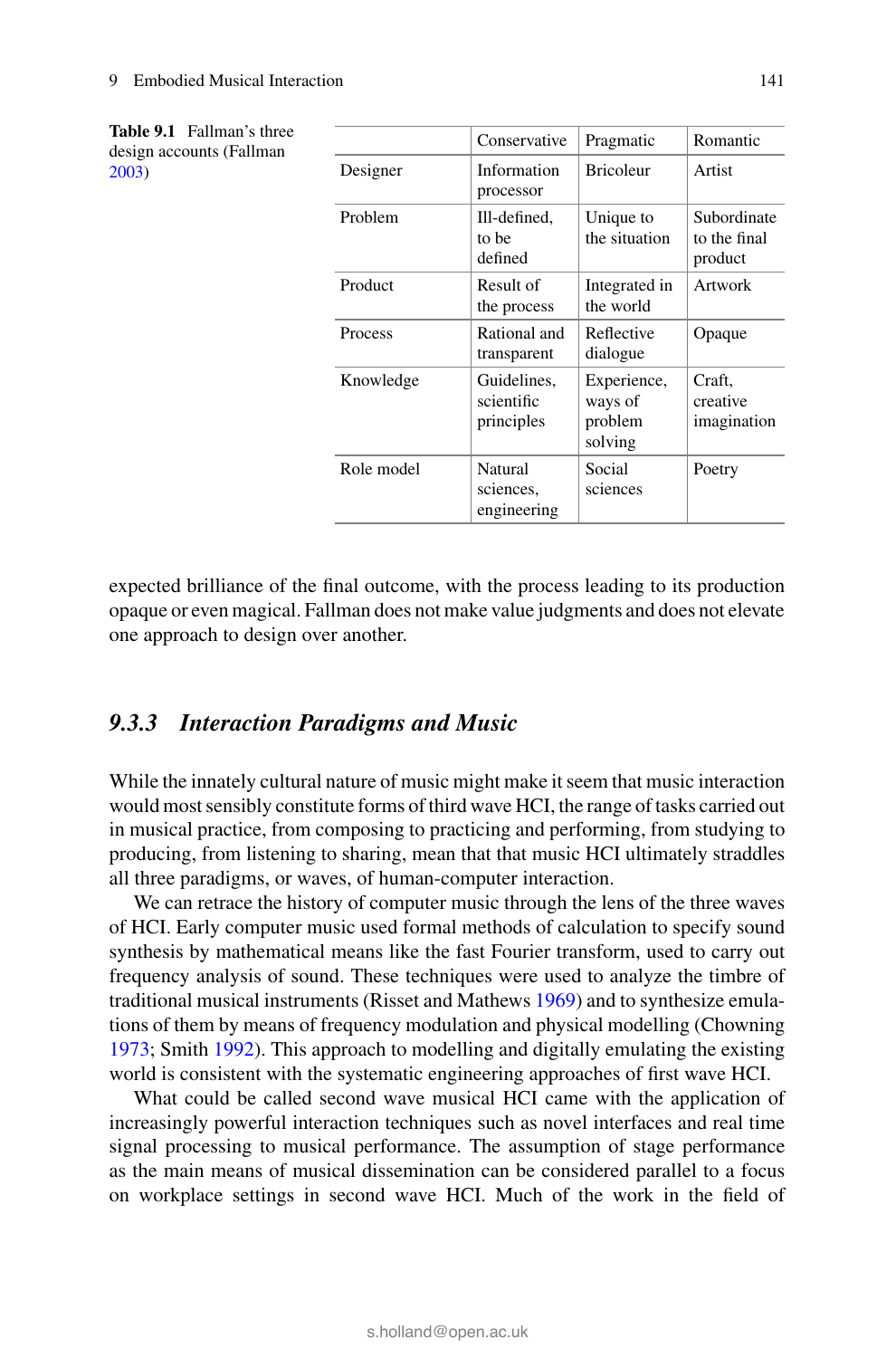**Table 9.1** Fallman's three design accounts (Fallman 2003)

| | Conservative | Pragmatic | Romantic |
|---|---|---|---|
| Designer | Information processor | Bricoleur | Artist |
| Problem | Ill-defined, to be defined | Unique to the situation | Subordinate to the final product |
| Product | Result of the process | Integrated in the world | Artwork |
| Process | Rational and transparent | Reflective dialogue | Opaque |
| Knowledge | Guidelines, scientific principles | Experience, ways of problem solving | Craft, creative imagination |
| Role model | Natural sciences, engineering | Social sciences | Poetry |

expected brilliance of the final outcome, with the process leading to its production opaque or even magical. Fallman does not make value judgments and does not elevate one approach to design over another.

### *9.3.3 Interaction Paradigms and Music*

While the innately cultural nature of music might make it seem that music interaction would most sensibly constitute forms of third wave HCI, the range of tasks carried out in musical practice, from composing to practicing and performing, from studying to producing, from listening to sharing, mean that that music HCI ultimately straddles all three paradigms, or waves, of human-computer interaction.

We can retrace the history of computer music through the lens of the three waves of HCI. Early computer music used formal methods of calculation to specify sound synthesis by mathematical means like the fast Fourier transform, used to carry out frequency analysis of sound. These techniques were used to analyze the timbre of traditional musical instruments (Risset and Mathews 1969) and to synthesize emulations of them by means of frequency modulation and physical modelling (Chowning 1973; Smith 1992). This approach to modelling and digitally emulating the existing world is consistent with the systematic engineering approaches of first wave HCI.

What could be called second wave musical HCI came with the application of increasingly powerful interaction techniques such as novel interfaces and real time signal processing to musical performance. The assumption of stage performance as the main means of musical dissemination can be considered parallel to a focus on workplace settings in second wave HCI. Much of the work in the field of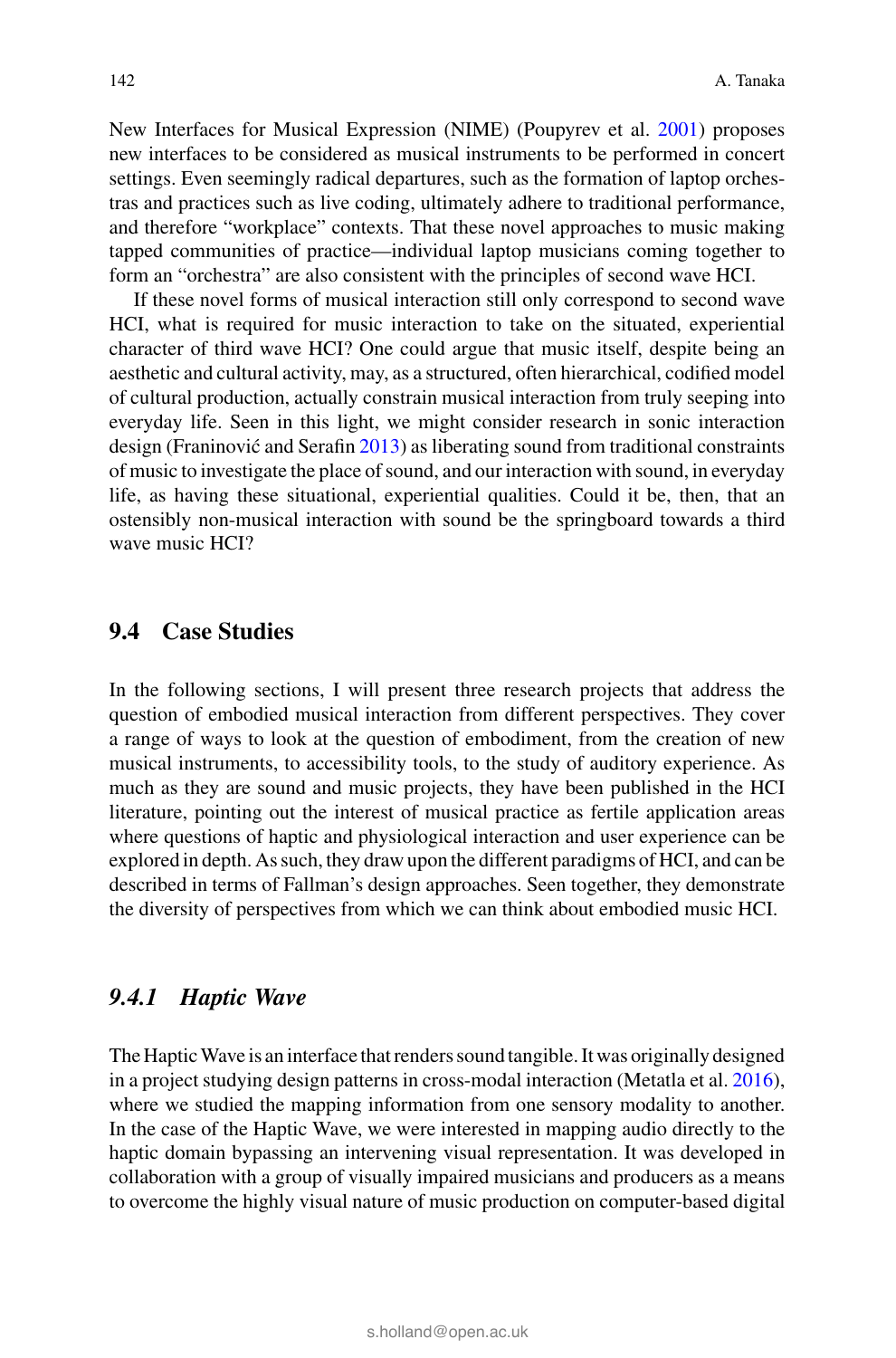New Interfaces for Musical Expression (NIME) (Poupyrev et al. 2001) proposes new interfaces to be considered as musical instruments to be performed in concert settings. Even seemingly radical departures, such as the formation of laptop orchestras and practices such as live coding, ultimately adhere to traditional performance, and therefore "workplace" contexts. That these novel approaches to music making tapped communities of practice—individual laptop musicians coming together to form an "orchestra" are also consistent with the principles of second wave HCI.

If these novel forms of musical interaction still only correspond to second wave HCI, what is required for music interaction to take on the situated, experiential character of third wave HCI? One could argue that music itself, despite being an aesthetic and cultural activity, may, as a structured, often hierarchical, codified model of cultural production, actually constrain musical interaction from truly seeping into everyday life. Seen in this light, we might consider research in sonic interaction design (Franinović and Serafin 2013) as liberating sound from traditional constraints of music to investigate the place of sound, and our interaction with sound, in everyday life, as having these situational, experiential qualities. Could it be, then, that an ostensibly non-musical interaction with sound be the springboard towards a third wave music HCI?

## 9.4 Case Studies

In the following sections, I will present three research projects that address the question of embodied musical interaction from different perspectives. They cover a range of ways to look at the question of embodiment, from the creation of new musical instruments, to accessibility tools, to the study of auditory experience. As much as they are sound and music projects, they have been published in the HCI literature, pointing out the interest of musical practice as fertile application areas where questions of haptic and physiological interaction and user experience can be explored in depth. As such, they draw upon the different paradigms of HCI, and can be described in terms of Fallman's design approaches. Seen together, they demonstrate the diversity of perspectives from which we can think about embodied music HCI.

### *9.4.1 Haptic Wave*

The Haptic Wave is an interface that renders sound tangible. It was originally designed in a project studying design patterns in cross-modal interaction (Metatla et al. 2016), where we studied the mapping information from one sensory modality to another. In the case of the Haptic Wave, we were interested in mapping audio directly to the haptic domain bypassing an intervening visual representation. It was developed in collaboration with a group of visually impaired musicians and producers as a means to overcome the highly visual nature of music production on computer-based digital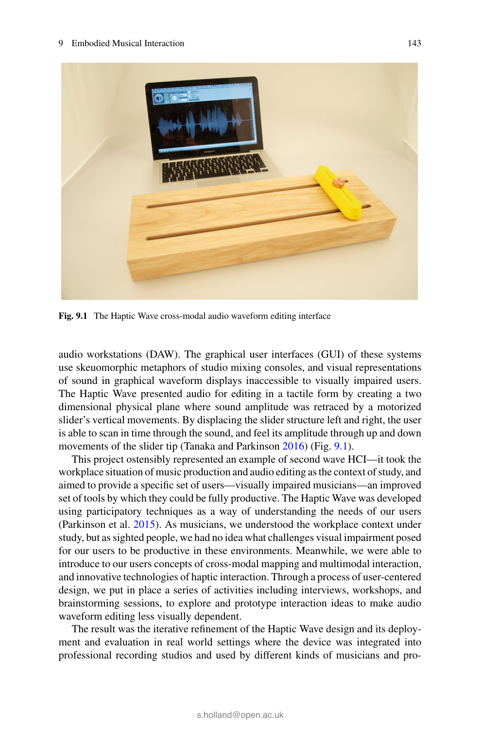Fig. 9.1 The Haptic Wave cross-modal audio waveform editing interface

audio workstations (DAW). The graphical user interfaces (GUI) of these systems use skeuomorphic metaphors of studio mixing consoles, and visual representations of sound in graphical waveform displays inaccessible to visually impaired users. The Haptic Wave presented audio for editing in a tactile form by creating a two dimensional physical plane where sound amplitude was retraced by a motorized slider's vertical movements. By displacing the slider structure left and right, the user is able to scan in time through the sound, and feel its amplitude through up and down movements of the slider tip (Tanaka and Parkinson 2016) (Fig. 9.1).

This project ostensibly represented an example of second wave HCI—it took the workplace situation of music production and audio editing as the context of study, and aimed to provide a specific set of users—visually impaired musicians—an improved set of tools by which they could be fully productive. The Haptic Wave was developed using participatory techniques as a way of understanding the needs of our users (Parkinson et al. 2015). As musicians, we understood the workplace context under study, but as sighted people, we had no idea what challenges visual impairment posed for our users to be productive in these environments. Meanwhile, we were able to introduce to our users concepts of cross-modal mapping and multimodal interaction, and innovative technologies of haptic interaction. Through a process of user-centered design, we put in place a series of activities including interviews, workshops, and brainstorming sessions, to explore and prototype interaction ideas to make audio waveform editing less visually dependent.

The result was the iterative refinement of the Haptic Wave design and its deployment and evaluation in real world settings where the device was integrated into professional recording studios and used by different kinds of musicians and pro-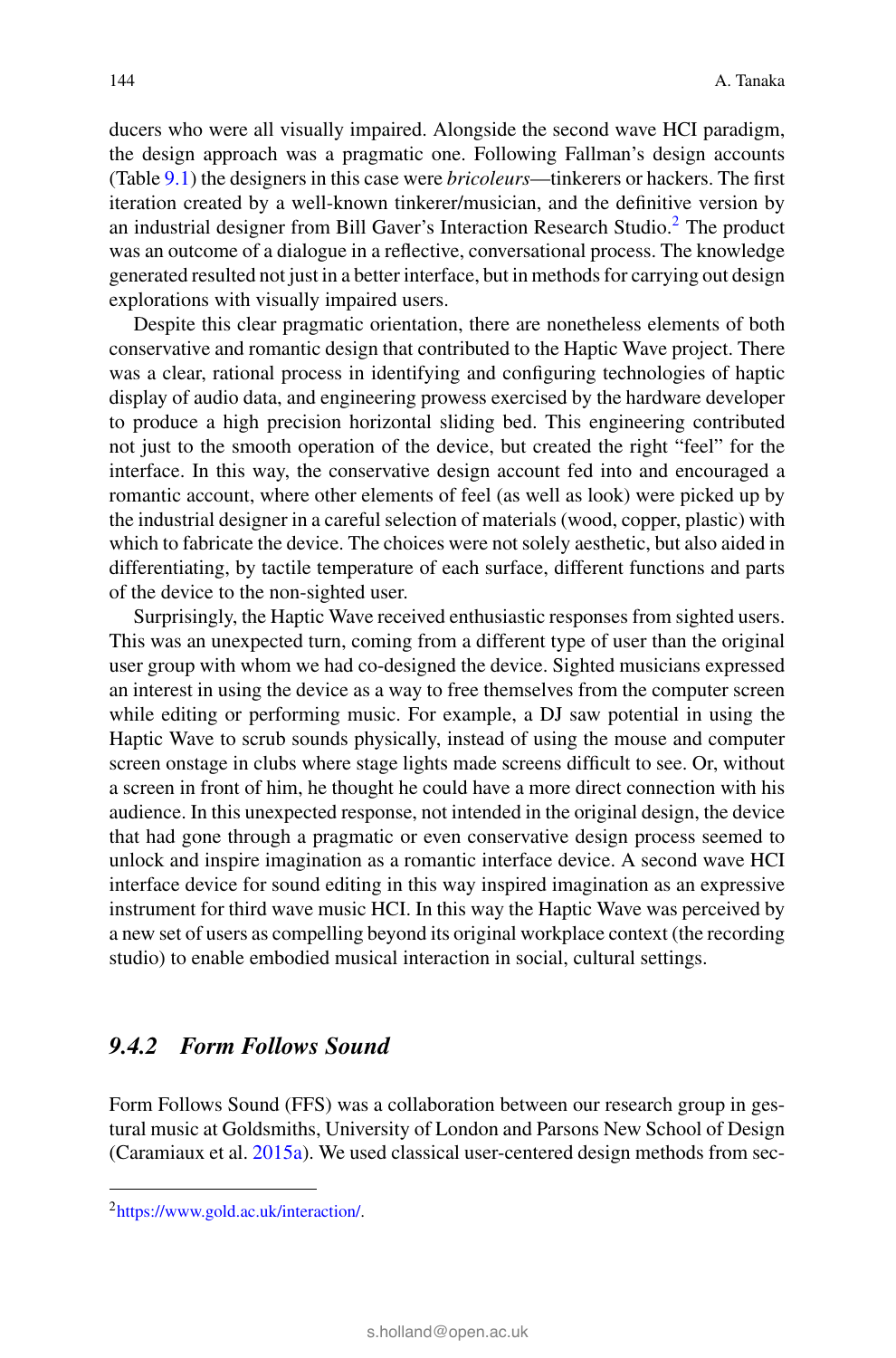ducers who were all visually impaired. Alongside the second wave HCI paradigm, the design approach was a pragmatic one. Following Fallman's design accounts (Table 9.1) the designers in this case were *bricoleurs*—tinkerers or hackers. The first iteration created by a well-known tinkerer/musician, and the definitive version by an industrial designer from Bill Gaver's Interaction Research Studio.[2] The product was an outcome of a dialogue in a reflective, conversational process. The knowledge generated resulted not just in a better interface, but in methods for carrying out design explorations with visually impaired users.

Despite this clear pragmatic orientation, there are nonetheless elements of both conservative and romantic design that contributed to the Haptic Wave project. There was a clear, rational process in identifying and configuring technologies of haptic display of audio data, and engineering prowess exercised by the hardware developer to produce a high precision horizontal sliding bed. This engineering contributed not just to the smooth operation of the device, but created the right "feel" for the interface. In this way, the conservative design account fed into and encouraged a romantic account, where other elements of feel (as well as look) were picked up by the industrial designer in a careful selection of materials (wood, copper, plastic) with which to fabricate the device. The choices were not solely aesthetic, but also aided in differentiating, by tactile temperature of each surface, different functions and parts of the device to the non-sighted user.

Surprisingly, the Haptic Wave received enthusiastic responses from sighted users. This was an unexpected turn, coming from a different type of user than the original user group with whom we had co-designed the device. Sighted musicians expressed an interest in using the device as a way to free themselves from the computer screen while editing or performing music. For example, a DJ saw potential in using the Haptic Wave to scrub sounds physically, instead of using the mouse and computer screen onstage in clubs where stage lights made screens difficult to see. Or, without a screen in front of him, he thought he could have a more direct connection with his audience. In this unexpected response, not intended in the original design, the device that had gone through a pragmatic or even conservative design process seemed to unlock and inspire imagination as a romantic interface device. A second wave HCI interface device for sound editing in this way inspired imagination as an expressive instrument for third wave music HCI. In this way the Haptic Wave was perceived by a new set of users as compelling beyond its original workplace context (the recording studio) to enable embodied musical interaction in social, cultural settings.

### 9.4.2 Form Follows Sound

Form Follows Sound (FFS) was a collaboration between our research group in gestural music at Goldsmiths, University of London and Parsons New School of Design (Caramiaux et al. 2015a). We used classical user-centered design methods from sec-

[2] https://www.gold.ac.uk/interaction/.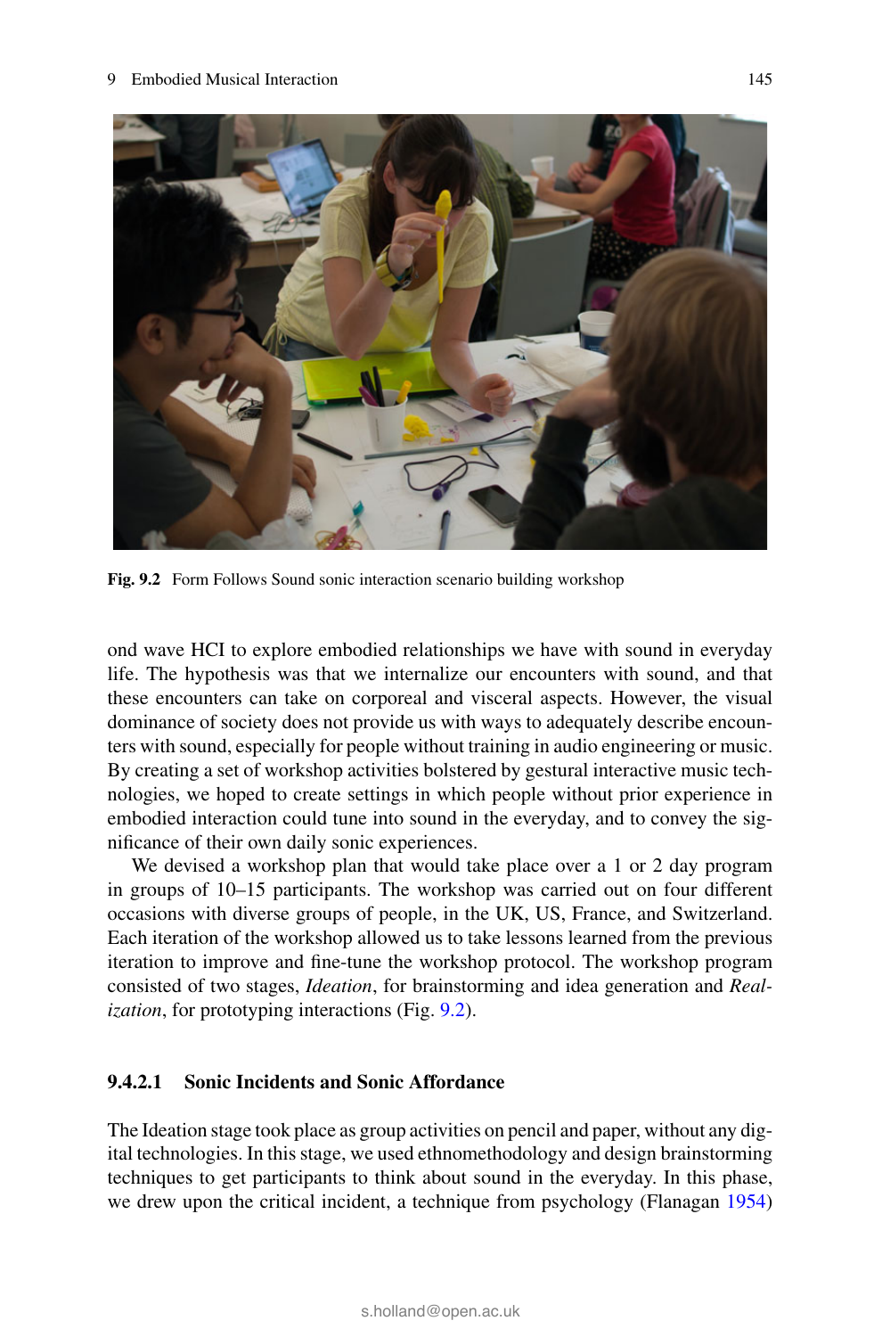Fig. 9.2 Form Follows Sound sonic interaction scenario building workshop

ond wave HCI to explore embodied relationships we have with sound in everyday life. The hypothesis was that we internalize our encounters with sound, and that these encounters can take on corporeal and visceral aspects. However, the visual dominance of society does not provide us with ways to adequately describe encounters with sound, especially for people without training in audio engineering or music. By creating a set of workshop activities bolstered by gestural interactive music technologies, we hoped to create settings in which people without prior experience in embodied interaction could tune into sound in the everyday, and to convey the significance of their own daily sonic experiences.

We devised a workshop plan that would take place over a 1 or 2 day program in groups of 10–15 participants. The workshop was carried out on four different occasions with diverse groups of people, in the UK, US, France, and Switzerland. Each iteration of the workshop allowed us to take lessons learned from the previous iteration to improve and fine-tune the workshop protocol. The workshop program consisted of two stages, *Ideation*, for brainstorming and idea generation and *Realization*, for prototyping interactions (Fig. 9.2).

#### 9.4.2.1 Sonic Incidents and Sonic Affordance

The Ideation stage took place as group activities on pencil and paper, without any digital technologies. In this stage, we used ethnomethodology and design brainstorming techniques to get participants to think about sound in the everyday. In this phase, we drew upon the critical incident, a technique from psychology (Flanagan 1954)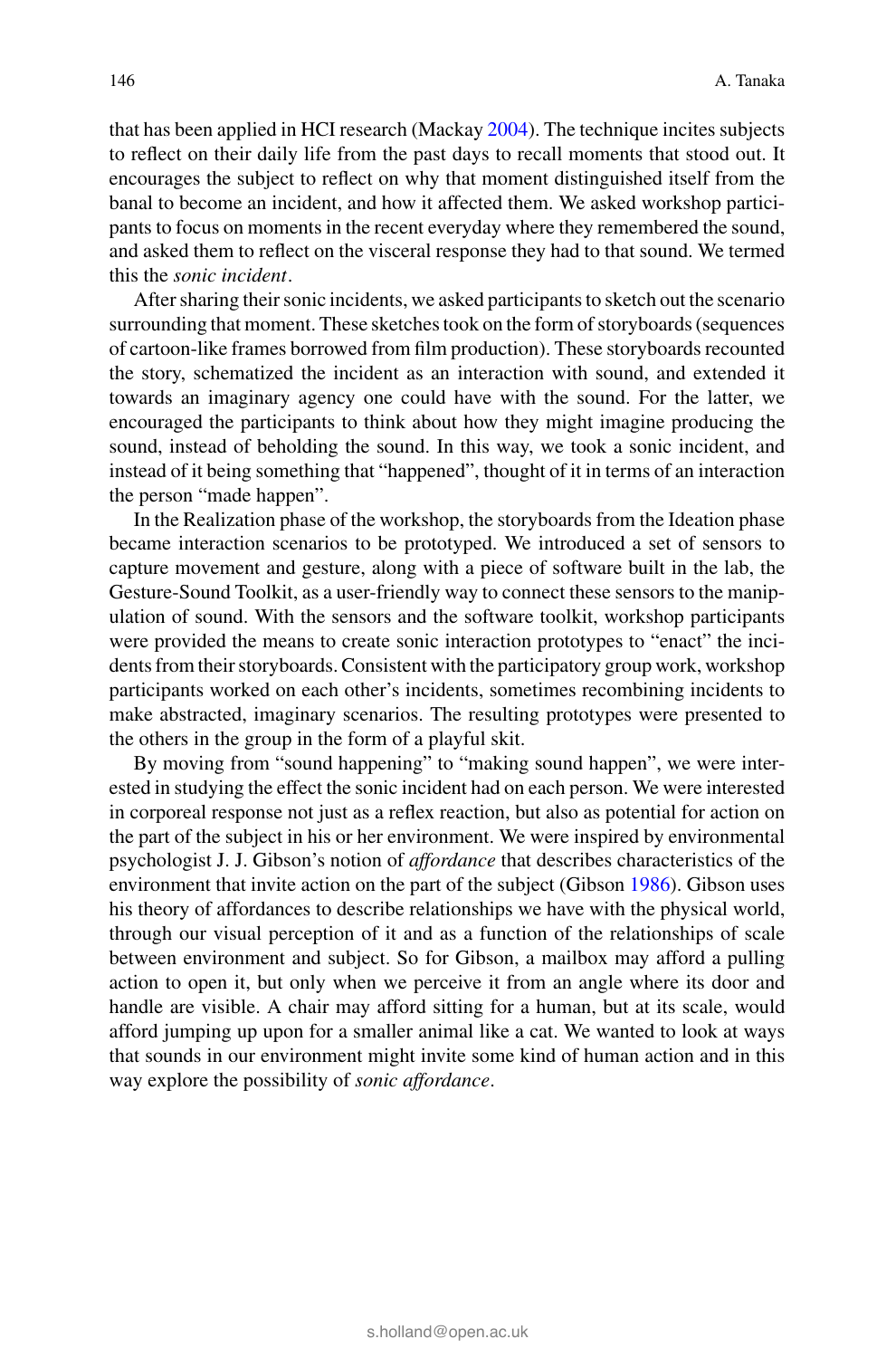that has been applied in HCI research (Mackay 2004). The technique incites subjects to reflect on their daily life from the past days to recall moments that stood out. It encourages the subject to reflect on why that moment distinguished itself from the banal to become an incident, and how it affected them. We asked workshop participants to focus on moments in the recent everyday where they remembered the sound, and asked them to reflect on the visceral response they had to that sound. We termed this the *sonic incident*.

After sharing their sonic incidents, we asked participants to sketch out the scenario surrounding that moment. These sketches took on the form of storyboards (sequences of cartoon-like frames borrowed from film production). These storyboards recounted the story, schematized the incident as an interaction with sound, and extended it towards an imaginary agency one could have with the sound. For the latter, we encouraged the participants to think about how they might imagine producing the sound, instead of beholding the sound. In this way, we took a sonic incident, and instead of it being something that "happened", thought of it in terms of an interaction the person "made happen".

In the Realization phase of the workshop, the storyboards from the Ideation phase became interaction scenarios to be prototyped. We introduced a set of sensors to capture movement and gesture, along with a piece of software built in the lab, the Gesture-Sound Toolkit, as a user-friendly way to connect these sensors to the manipulation of sound. With the sensors and the software toolkit, workshop participants were provided the means to create sonic interaction prototypes to "enact" the incidents from their storyboards. Consistent with the participatory group work, workshop participants worked on each other's incidents, sometimes recombining incidents to make abstracted, imaginary scenarios. The resulting prototypes were presented to the others in the group in the form of a playful skit.

By moving from "sound happening" to "making sound happen", we were interested in studying the effect the sonic incident had on each person. We were interested in corporeal response not just as a reflex reaction, but also as potential for action on the part of the subject in his or her environment. We were inspired by environmental psychologist J. J. Gibson's notion of *affordance* that describes characteristics of the environment that invite action on the part of the subject (Gibson 1986). Gibson uses his theory of affordances to describe relationships we have with the physical world, through our visual perception of it and as a function of the relationships of scale between environment and subject. So for Gibson, a mailbox may afford a pulling action to open it, but only when we perceive it from an angle where its door and handle are visible. A chair may afford sitting for a human, but at its scale, would afford jumping up upon for a smaller animal like a cat. We wanted to look at ways that sounds in our environment might invite some kind of human action and in this way explore the possibility of *sonic affordance*.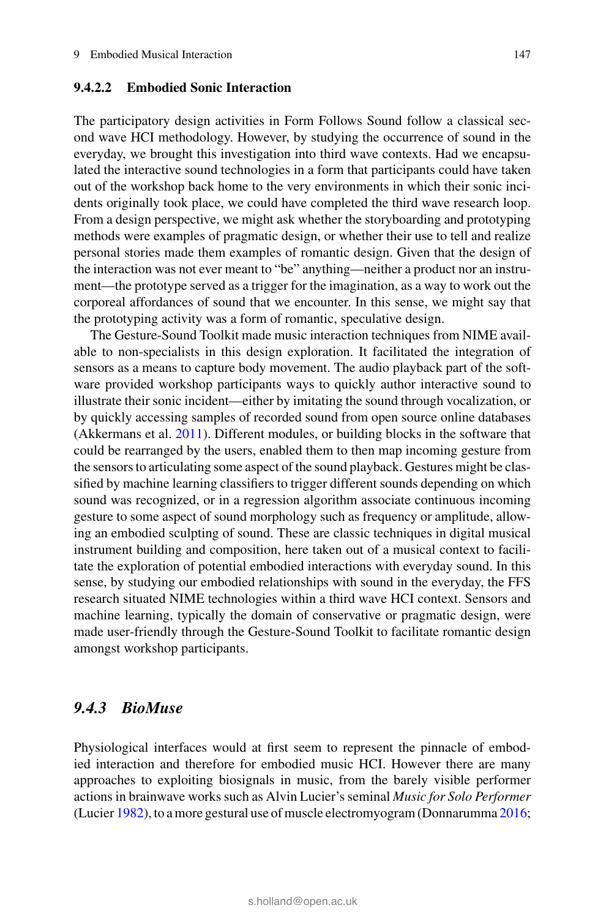#### 9.4.2.2 Embodied Sonic Interaction

The participatory design activities in Form Follows Sound follow a classical second wave HCI methodology. However, by studying the occurrence of sound in the everyday, we brought this investigation into third wave contexts. Had we encapsulated the interactive sound technologies in a form that participants could have taken out of the workshop back home to the very environments in which their sonic incidents originally took place, we could have completed the third wave research loop. From a design perspective, we might ask whether the storyboarding and prototyping methods were examples of pragmatic design, or whether their use to tell and realize personal stories made them examples of romantic design. Given that the design of the interaction was not ever meant to "be" anything—neither a product nor an instrument—the prototype served as a trigger for the imagination, as a way to work out the corporeal affordances of sound that we encounter. In this sense, we might say that the prototyping activity was a form of romantic, speculative design.

The Gesture-Sound Toolkit made music interaction techniques from NIME available to non-specialists in this design exploration. It facilitated the integration of sensors as a means to capture body movement. The audio playback part of the software provided workshop participants ways to quickly author interactive sound to illustrate their sonic incident—either by imitating the sound through vocalization, or by quickly accessing samples of recorded sound from open source online databases (Akkermans et al. 2011). Different modules, or building blocks in the software that could be rearranged by the users, enabled them to then map incoming gesture from the sensors to articulating some aspect of the sound playback. Gestures might be classified by machine learning classifiers to trigger different sounds depending on which sound was recognized, or in a regression algorithm associate continuous incoming gesture to some aspect of sound morphology such as frequency or amplitude, allowing an embodied sculpting of sound. These are classic techniques in digital musical instrument building and composition, here taken out of a musical context to facilitate the exploration of potential embodied interactions with everyday sound. In this sense, by studying our embodied relationships with sound in the everyday, the FFS research situated NIME technologies within a third wave HCI context. Sensors and machine learning, typically the domain of conservative or pragmatic design, were made user-friendly through the Gesture-Sound Toolkit to facilitate romantic design amongst workshop participants.

### 9.4.3 BioMuse

Physiological interfaces would at first seem to represent the pinnacle of embodied interaction and therefore for embodied music HCI. However there are many approaches to exploiting biosignals in music, from the barely visible performer actions in brainwave works such as Alvin Lucier's seminal *Music for Solo Performer* (Lucier 1982), to a more gestural use of muscle electromyogram (Donnarumma 2016;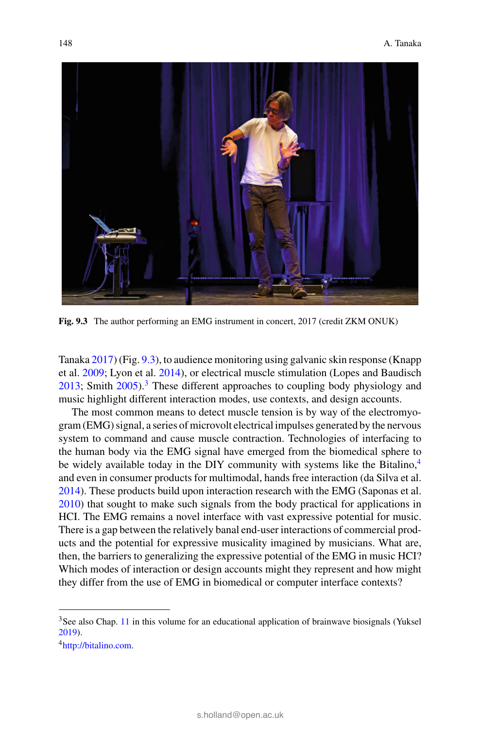Fig. 9.3 The author performing an EMG instrument in concert, 2017 (credit ZKM ONUK)

Tanaka 2017) (Fig. 9.3), to audience monitoring using galvanic skin response (Knapp et al. 2009; Lyon et al. 2014), or electrical muscle stimulation (Lopes and Baudisch 2013; Smith 2005).[3] These different approaches to coupling body physiology and music highlight different interaction modes, use contexts, and design accounts.

The most common means to detect muscle tension is by way of the electromyogram (EMG) signal, a series of microvolt electrical impulses generated by the nervous system to command and cause muscle contraction. Technologies of interfacing to the human body via the EMG signal have emerged from the biomedical sphere to be widely available today in the DIY community with systems like the Bitalino,[4] and even in consumer products for multimodal, hands free interaction (da Silva et al. 2014). These products build upon interaction research with the EMG (Saponas et al. 2010) that sought to make such signals from the body practical for applications in HCI. The EMG remains a novel interface with vast expressive potential for music. There is a gap between the relatively banal end-user interactions of commercial products and the potential for expressive musicality imagined by musicians. What are, then, the barriers to generalizing the expressive potential of the EMG in music HCI? Which modes of interaction or design accounts might they represent and how might they differ from the use of EMG in biomedical or computer interface contexts?

[3] See also Chap. 11 in this volume for an educational application of brainwave biosignals (Yuksel 2019).

[4] http://bitalino.com.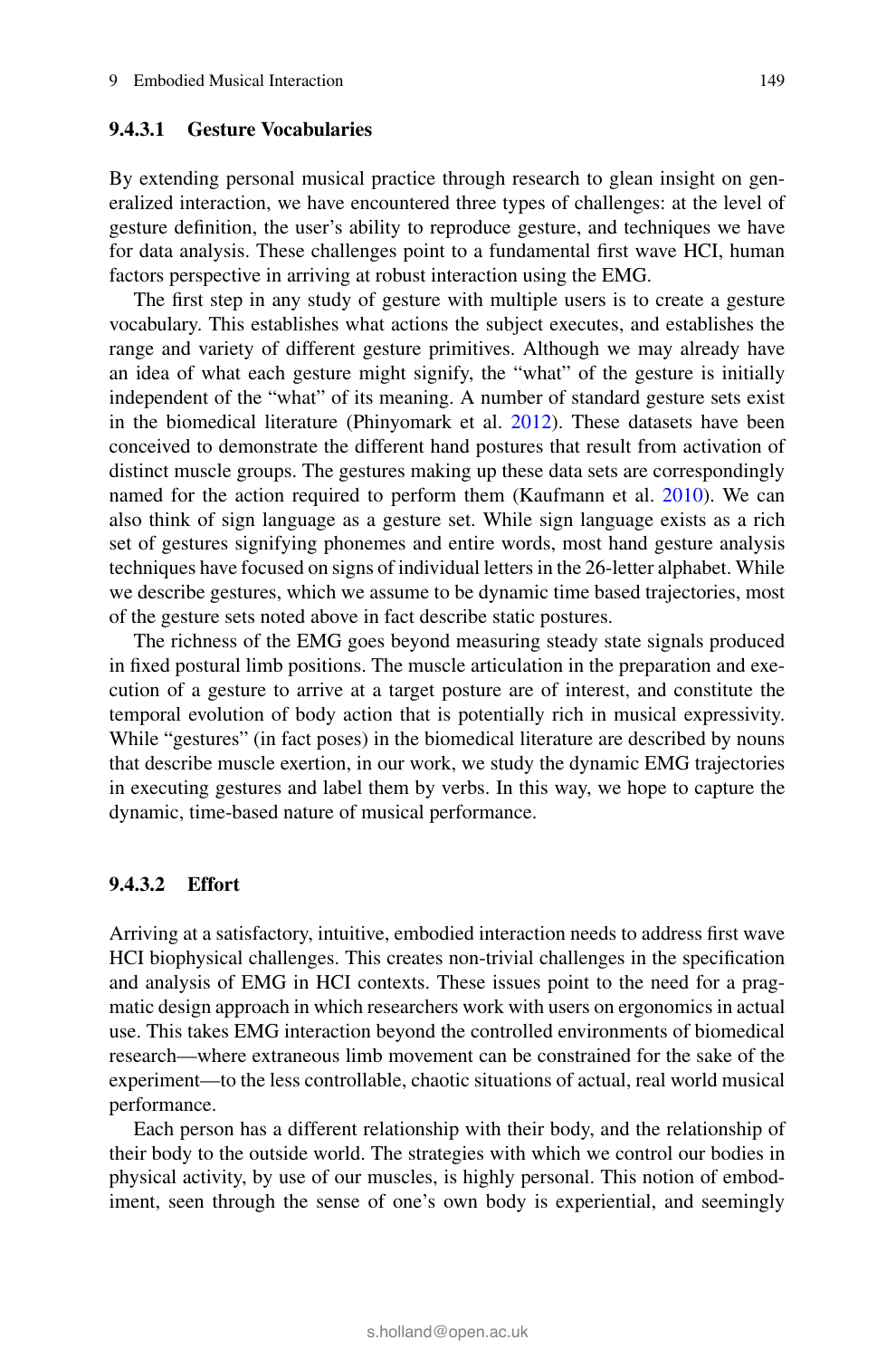#### 9.4.3.1 Gesture Vocabularies

By extending personal musical practice through research to glean insight on generalized interaction, we have encountered three types of challenges: at the level of gesture definition, the user's ability to reproduce gesture, and techniques we have for data analysis. These challenges point to a fundamental first wave HCI, human factors perspective in arriving at robust interaction using the EMG.

The first step in any study of gesture with multiple users is to create a gesture vocabulary. This establishes what actions the subject executes, and establishes the range and variety of different gesture primitives. Although we may already have an idea of what each gesture might signify, the "what" of the gesture is initially independent of the "what" of its meaning. A number of standard gesture sets exist in the biomedical literature (Phinyomark et al. 2012). These datasets have been conceived to demonstrate the different hand postures that result from activation of distinct muscle groups. The gestures making up these data sets are correspondingly named for the action required to perform them (Kaufmann et al. 2010). We can also think of sign language as a gesture set. While sign language exists as a rich set of gestures signifying phonemes and entire words, most hand gesture analysis techniques have focused on signs of individual letters in the 26-letter alphabet. While we describe gestures, which we assume to be dynamic time based trajectories, most of the gesture sets noted above in fact describe static postures.

The richness of the EMG goes beyond measuring steady state signals produced in fixed postural limb positions. The muscle articulation in the preparation and execution of a gesture to arrive at a target posture are of interest, and constitute the temporal evolution of body action that is potentially rich in musical expressivity. While "gestures" (in fact poses) in the biomedical literature are described by nouns that describe muscle exertion, in our work, we study the dynamic EMG trajectories in executing gestures and label them by verbs. In this way, we hope to capture the dynamic, time-based nature of musical performance.

#### 9.4.3.2 Effort

Arriving at a satisfactory, intuitive, embodied interaction needs to address first wave HCI biophysical challenges. This creates non-trivial challenges in the specification and analysis of EMG in HCI contexts. These issues point to the need for a pragmatic design approach in which researchers work with users on ergonomics in actual use. This takes EMG interaction beyond the controlled environments of biomedical research—where extraneous limb movement can be constrained for the sake of the experiment—to the less controllable, chaotic situations of actual, real world musical performance.

Each person has a different relationship with their body, and the relationship of their body to the outside world. The strategies with which we control our bodies in physical activity, by use of our muscles, is highly personal. This notion of embodiment, seen through the sense of one's own body is experiential, and seemingly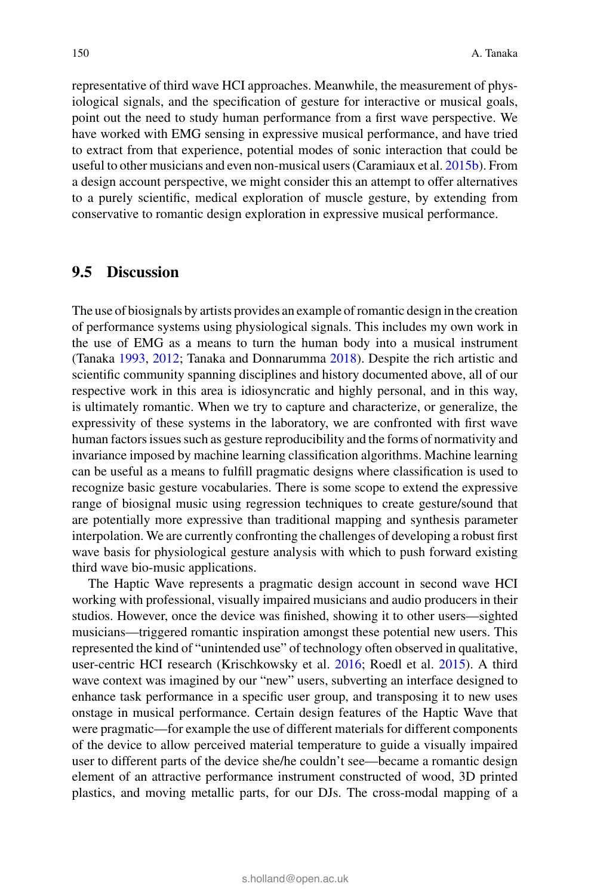representative of third wave HCI approaches. Meanwhile, the measurement of physiological signals, and the specification of gesture for interactive or musical goals, point out the need to study human performance from a first wave perspective. We have worked with EMG sensing in expressive musical performance, and have tried to extract from that experience, potential modes of sonic interaction that could be useful to other musicians and even non-musical users (Caramiaux et al. 2015b). From a design account perspective, we might consider this an attempt to offer alternatives to a purely scientific, medical exploration of muscle gesture, by extending from conservative to romantic design exploration in expressive musical performance.

## 9.5 Discussion

The use of biosignals by artists provides an example of romantic design in the creation of performance systems using physiological signals. This includes my own work in the use of EMG as a means to turn the human body into a musical instrument (Tanaka 1993, 2012; Tanaka and Donnarumma 2018). Despite the rich artistic and scientific community spanning disciplines and history documented above, all of our respective work in this area is idiosyncratic and highly personal, and in this way, is ultimately romantic. When we try to capture and characterize, or generalize, the expressivity of these systems in the laboratory, we are confronted with first wave human factors issues such as gesture reproducibility and the forms of normativity and invariance imposed by machine learning classification algorithms. Machine learning can be useful as a means to fulfill pragmatic designs where classification is used to recognize basic gesture vocabularies. There is some scope to extend the expressive range of biosignal music using regression techniques to create gesture/sound that are potentially more expressive than traditional mapping and synthesis parameter interpolation. We are currently confronting the challenges of developing a robust first wave basis for physiological gesture analysis with which to push forward existing third wave bio-music applications.

The Haptic Wave represents a pragmatic design account in second wave HCI working with professional, visually impaired musicians and audio producers in their studios. However, once the device was finished, showing it to other users—sighted musicians—triggered romantic inspiration amongst these potential new users. This represented the kind of "unintended use" of technology often observed in qualitative, user-centric HCI research (Krischkowsky et al. 2016; Roedl et al. 2015). A third wave context was imagined by our "new" users, subverting an interface designed to enhance task performance in a specific user group, and transposing it to new uses onstage in musical performance. Certain design features of the Haptic Wave that were pragmatic—for example the use of different materials for different components of the device to allow perceived material temperature to guide a visually impaired user to different parts of the device she/he couldn't see—became a romantic design element of an attractive performance instrument constructed of wood, 3D printed plastics, and moving metallic parts, for our DJs. The cross-modal mapping of a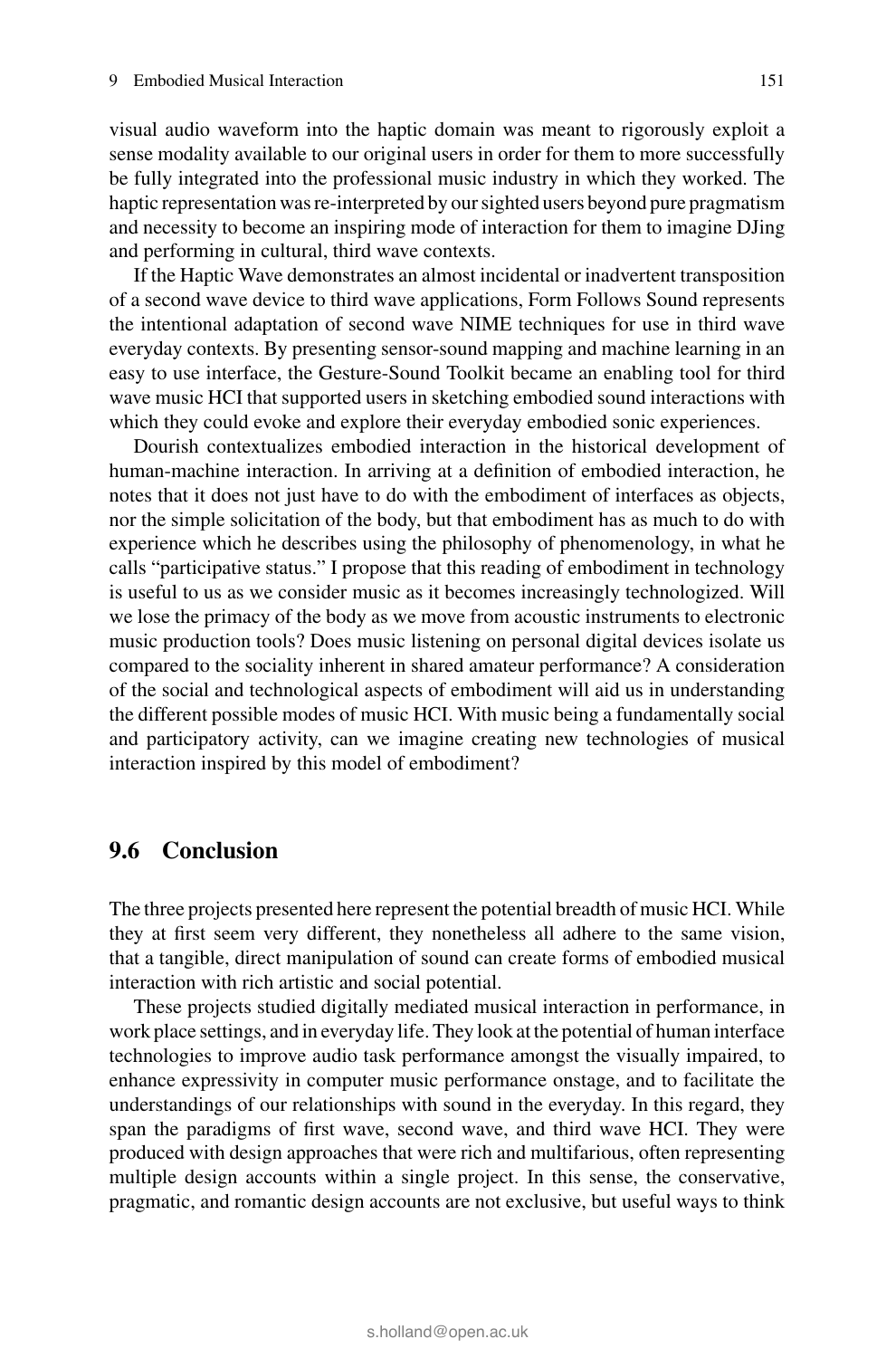visual audio waveform into the haptic domain was meant to rigorously exploit a sense modality available to our original users in order for them to more successfully be fully integrated into the professional music industry in which they worked. The haptic representation was re-interpreted by our sighted users beyond pure pragmatism and necessity to become an inspiring mode of interaction for them to imagine DJing and performing in cultural, third wave contexts.

If the Haptic Wave demonstrates an almost incidental or inadvertent transposition of a second wave device to third wave applications, Form Follows Sound represents the intentional adaptation of second wave NIME techniques for use in third wave everyday contexts. By presenting sensor-sound mapping and machine learning in an easy to use interface, the Gesture-Sound Toolkit became an enabling tool for third wave music HCI that supported users in sketching embodied sound interactions with which they could evoke and explore their everyday embodied sonic experiences.

Dourish contextualizes embodied interaction in the historical development of human-machine interaction. In arriving at a definition of embodied interaction, he notes that it does not just have to do with the embodiment of interfaces as objects, nor the simple solicitation of the body, but that embodiment has as much to do with experience which he describes using the philosophy of phenomenology, in what he calls "participative status." I propose that this reading of embodiment in technology is useful to us as we consider music as it becomes increasingly technologized. Will we lose the primacy of the body as we move from acoustic instruments to electronic music production tools? Does music listening on personal digital devices isolate us compared to the sociality inherent in shared amateur performance? A consideration of the social and technological aspects of embodiment will aid us in understanding the different possible modes of music HCI. With music being a fundamentally social and participatory activity, can we imagine creating new technologies of musical interaction inspired by this model of embodiment?

## 9.6 Conclusion

The three projects presented here represent the potential breadth of music HCI. While they at first seem very different, they nonetheless all adhere to the same vision, that a tangible, direct manipulation of sound can create forms of embodied musical interaction with rich artistic and social potential.

These projects studied digitally mediated musical interaction in performance, in work place settings, and in everyday life. They look at the potential of human interface technologies to improve audio task performance amongst the visually impaired, to enhance expressivity in computer music performance onstage, and to facilitate the understandings of our relationships with sound in the everyday. In this regard, they span the paradigms of first wave, second wave, and third wave HCI. They were produced with design approaches that were rich and multifarious, often representing multiple design accounts within a single project. In this sense, the conservative, pragmatic, and romantic design accounts are not exclusive, but useful ways to think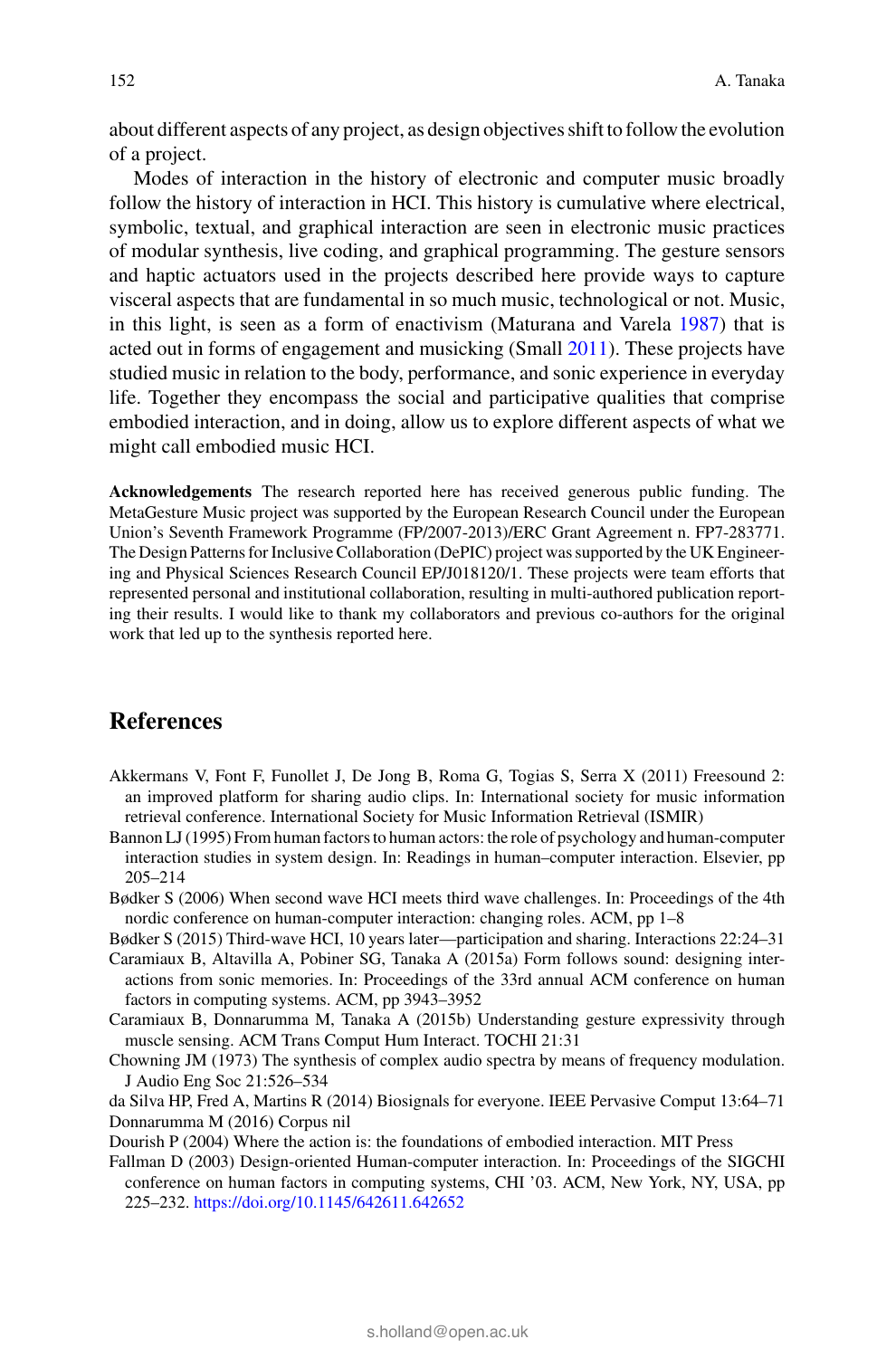about different aspects of any project, as design objectives shift to follow the evolution of a project.

Modes of interaction in the history of electronic and computer music broadly follow the history of interaction in HCI. This history is cumulative where electrical, symbolic, textual, and graphical interaction are seen in electronic music practices of modular synthesis, live coding, and graphical programming. The gesture sensors and haptic actuators used in the projects described here provide ways to capture visceral aspects that are fundamental in so much music, technological or not. Music, in this light, is seen as a form of enactivism (Maturana and Varela 1987) that is acted out in forms of engagement and musicking (Small 2011). These projects have studied music in relation to the body, performance, and sonic experience in everyday life. Together they encompass the social and participative qualities that comprise embodied interaction, and in doing, allow us to explore different aspects of what we might call embodied music HCI.

**Acknowledgements** The research reported here has received generous public funding. The MetaGesture Music project was supported by the European Research Council under the European Union's Seventh Framework Programme (FP/2007-2013)/ERC Grant Agreement n. FP7-283771. The Design Patterns for Inclusive Collaboration (DePIC) project was supported by the UK Engineering and Physical Sciences Research Council EP/J018120/1. These projects were team efforts that represented personal and institutional collaboration, resulting in multi-authored publication reporting their results. I would like to thank my collaborators and previous co-authors for the original work that led up to the synthesis reported here.

## References

Akkermans V, Font F, Funollet J, De Jong B, Roma G, Togias S, Serra X (2011) Freesound 2: an improved platform for sharing audio clips. In: International society for music information retrieval conference. International Society for Music Information Retrieval (ISMIR)

Bannon LJ (1995) From human factors to human actors: the role of psychology and human-computer interaction studies in system design. In: Readings in human–computer interaction. Elsevier, pp 205–214

Bødker S (2006) When second wave HCI meets third wave challenges. In: Proceedings of the 4th nordic conference on human-computer interaction: changing roles. ACM, pp 1–8

Bødker S (2015) Third-wave HCI, 10 years later—participation and sharing. Interactions 22:24–31

Caramiaux B, Altavilla A, Pobiner SG, Tanaka A (2015a) Form follows sound: designing interactions from sonic memories. In: Proceedings of the 33rd annual ACM conference on human factors in computing systems. ACM, pp 3943–3952

Caramiaux B, Donnarumma M, Tanaka A (2015b) Understanding gesture expressivity through muscle sensing. ACM Trans Comput Hum Interact. TOCHI 21:31

Chowning JM (1973) The synthesis of complex audio spectra by means of frequency modulation. J Audio Eng Soc 21:526–534

da Silva HP, Fred A, Martins R (2014) Biosignals for everyone. IEEE Pervasive Comput 13:64–71

Donnarumma M (2016) Corpus nil

Dourish P (2004) Where the action is: the foundations of embodied interaction. MIT Press

Fallman D (2003) Design-oriented Human-computer interaction. In: Proceedings of the SIGCHI conference on human factors in computing systems, CHI '03. ACM, New York, NY, USA, pp 225–232. https://doi.org/10.1145/642611.642652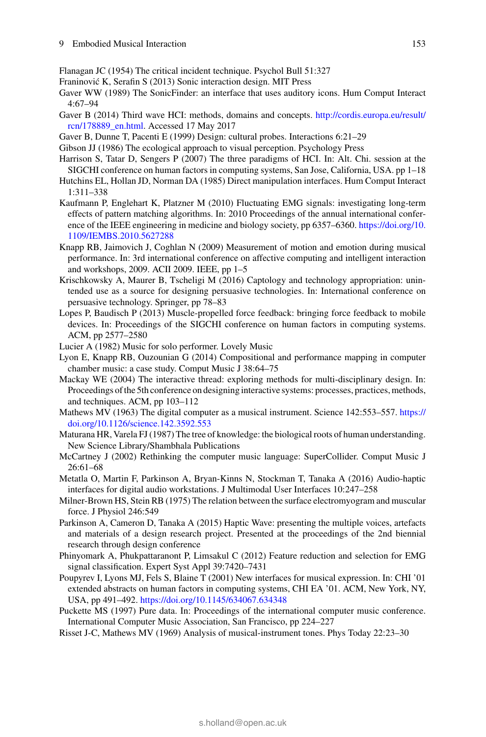Flanagan JC (1954) The critical incident technique. Psychol Bull 51:327

Franinović K, Serafin S (2013) Sonic interaction design. MIT Press

Gaver WW (1989) The SonicFinder: an interface that uses auditory icons. Hum Comput Interact 4:67–94

Gaver B (2014) Third wave HCI: methods, domains and concepts. http://cordis.europa.eu/result/rcn/178889_en.html. Accessed 17 May 2017

Gaver B, Dunne T, Pacenti E (1999) Design: cultural probes. Interactions 6:21–29

Gibson JJ (1986) The ecological approach to visual perception. Psychology Press

Harrison S, Tatar D, Sengers P (2007) The three paradigms of HCI. In: Alt. Chi. session at the SIGCHI conference on human factors in computing systems, San Jose, California, USA. pp 1–18

Hutchins EL, Hollan JD, Norman DA (1985) Direct manipulation interfaces. Hum Comput Interact 1:311–338

Kaufmann P, Englehart K, Platzner M (2010) Fluctuating EMG signals: investigating long-term effects of pattern matching algorithms. In: 2010 Proceedings of the annual international conference of the IEEE engineering in medicine and biology society, pp 6357–6360. https://doi.org/10.1109/IEMBS.2010.5627288

Knapp RB, Jaimovich J, Coghlan N (2009) Measurement of motion and emotion during musical performance. In: 3rd international conference on affective computing and intelligent interaction and workshops, 2009. ACII 2009. IEEE, pp 1–5

Krischkowsky A, Maurer B, Tscheligi M (2016) Captology and technology appropriation: unintended use as a source for designing persuasive technologies. In: International conference on persuasive technology. Springer, pp 78–83

Lopes P, Baudisch P (2013) Muscle-propelled force feedback: bringing force feedback to mobile devices. In: Proceedings of the SIGCHI conference on human factors in computing systems. ACM, pp 2577–2580

Lucier A (1982) Music for solo performer. Lovely Music

Lyon E, Knapp RB, Ouzounian G (2014) Compositional and performance mapping in computer chamber music: a case study. Comput Music J 38:64–75

Mackay WE (2004) The interactive thread: exploring methods for multi-disciplinary design. In: Proceedings of the 5th conference on designing interactive systems: processes, practices, methods, and techniques. ACM, pp 103–112

Mathews MV (1963) The digital computer as a musical instrument. Science 142:553–557. https://doi.org/10.1126/science.142.3592.553

Maturana HR, Varela FJ (1987) The tree of knowledge: the biological roots of human understanding. New Science Library/Shambhala Publications

McCartney J (2002) Rethinking the computer music language: SuperCollider. Comput Music J 26:61–68

Metatla O, Martin F, Parkinson A, Bryan-Kinns N, Stockman T, Tanaka A (2016) Audio-haptic interfaces for digital audio workstations. J Multimodal User Interfaces 10:247–258

Milner-Brown HS, Stein RB (1975) The relation between the surface electromyogram and muscular force. J Physiol 246:549

Parkinson A, Cameron D, Tanaka A (2015) Haptic Wave: presenting the multiple voices, artefacts and materials of a design research project. Presented at the proceedings of the 2nd biennial research through design conference

Phinyomark A, Phukpattaranont P, Limsakul C (2012) Feature reduction and selection for EMG signal classification. Expert Syst Appl 39:7420–7431

Poupyrev I, Lyons MJ, Fels S, Blaine T (2001) New interfaces for musical expression. In: CHI '01 extended abstracts on human factors in computing systems, CHI EA '01. ACM, New York, NY, USA, pp 491–492. https://doi.org/10.1145/634067.634348

Puckette MS (1997) Pure data. In: Proceedings of the international computer music conference. International Computer Music Association, San Francisco, pp 224–227

Risset J-C, Mathews MV (1969) Analysis of musical-instrument tones. Phys Today 22:23–30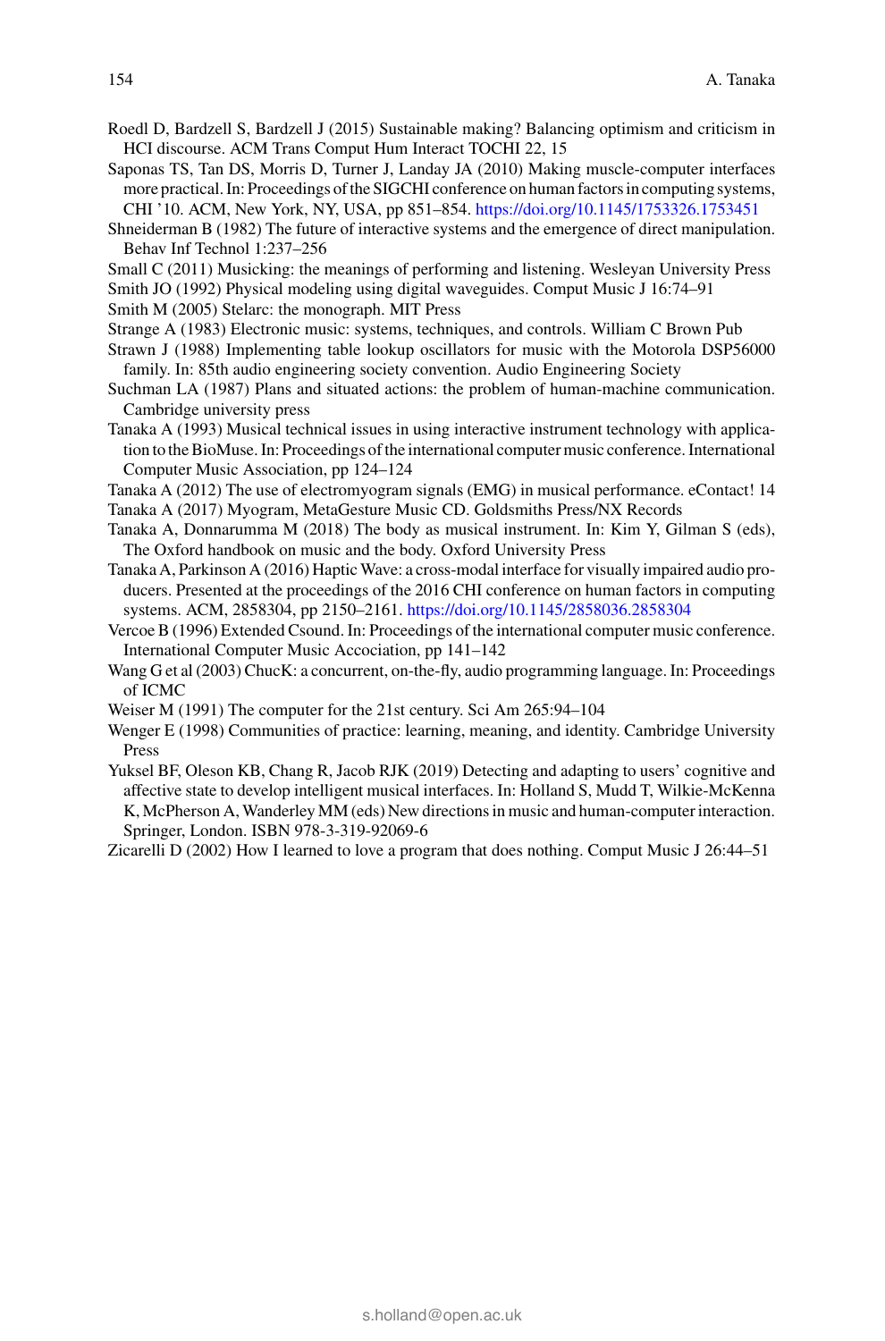Roedl D, Bardzell S, Bardzell J (2015) Sustainable making? Balancing optimism and criticism in HCI discourse. ACM Trans Comput Hum Interact TOCHI 22, 15

Saponas TS, Tan DS, Morris D, Turner J, Landay JA (2010) Making muscle-computer interfaces more practical. In: Proceedings of the SIGCHI conference on human factors in computing systems, CHI '10. ACM, New York, NY, USA, pp 851–854. https://doi.org/10.1145/1753326.1753451

Shneiderman B (1982) The future of interactive systems and the emergence of direct manipulation. Behav Inf Technol 1:237–256

Small C (2011) Musicking: the meanings of performing and listening. Wesleyan University Press

Smith JO (1992) Physical modeling using digital waveguides. Comput Music J 16:74–91

Smith M (2005) Stelarc: the monograph. MIT Press

Strange A (1983) Electronic music: systems, techniques, and controls. William C Brown Pub

Strawn J (1988) Implementing table lookup oscillators for music with the Motorola DSP56000 family. In: 85th audio engineering society convention. Audio Engineering Society

Suchman LA (1987) Plans and situated actions: the problem of human-machine communication. Cambridge university press

Tanaka A (1993) Musical technical issues in using interactive instrument technology with application to the BioMuse. In: Proceedings of the international computer music conference. International Computer Music Association, pp 124–124

Tanaka A (2012) The use of electromyogram signals (EMG) in musical performance. eContact! 14

Tanaka A (2017) Myogram, MetaGesture Music CD. Goldsmiths Press/NX Records

Tanaka A, Donnarumma M (2018) The body as musical instrument. In: Kim Y, Gilman S (eds), The Oxford handbook on music and the body. Oxford University Press

Tanaka A, Parkinson A (2016) Haptic Wave: a cross-modal interface for visually impaired audio producers. Presented at the proceedings of the 2016 CHI conference on human factors in computing systems. ACM, 2858304, pp 2150–2161. https://doi.org/10.1145/2858036.2858304

Vercoe B (1996) Extended Csound. In: Proceedings of the international computer music conference. International Computer Music Accociation, pp 141–142

Wang G et al (2003) ChucK: a concurrent, on-the-fly, audio programming language. In: Proceedings of ICMC

Weiser M (1991) The computer for the 21st century. Sci Am 265:94–104

Wenger E (1998) Communities of practice: learning, meaning, and identity. Cambridge University Press

Yuksel BF, Oleson KB, Chang R, Jacob RJK (2019) Detecting and adapting to users' cognitive and affective state to develop intelligent musical interfaces. In: Holland S, Mudd T, Wilkie-McKenna K, McPherson A, Wanderley MM (eds) New directions in music and human-computer interaction. Springer, London. ISBN 978-3-319-92069-6

Zicarelli D (2002) How I learned to love a program that does nothing. Comput Music J 26:44–51